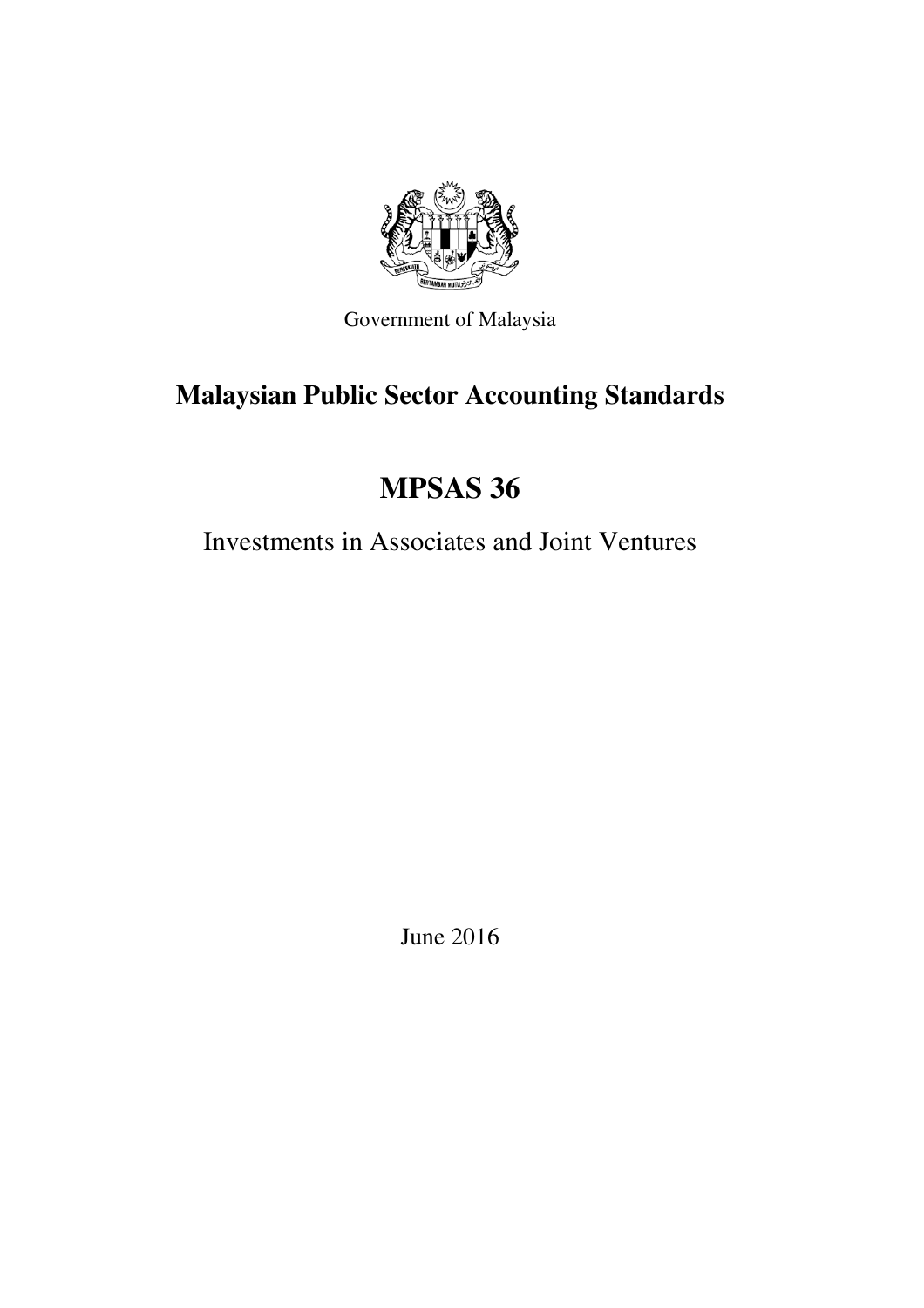Government of Malaysia

# Malaysian Public Sector Accounting Standards

# MPSAS 36

## Investments in Associates and Joint Ventures

June 2016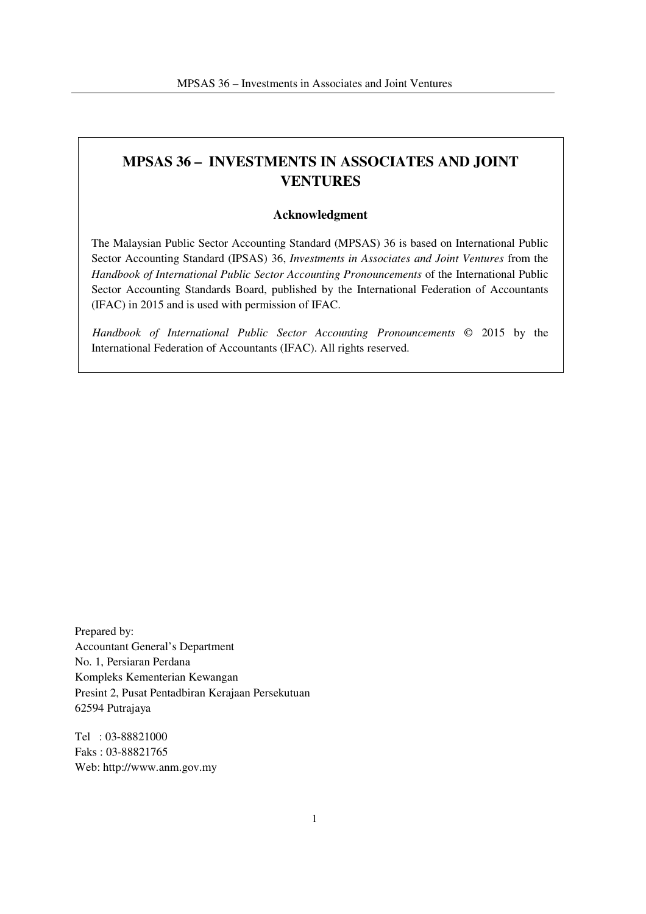# MPSAS 36 – INVESTMENTS IN ASSOCIATES AND JOINT VENTURES

**Acknowledgment**

The Malaysian Public Sector Accounting Standard (MPSAS) 36 is based on International Public Sector Accounting Standard (IPSAS) 36, *Investments in Associates and Joint Ventures* from the *Handbook of International Public Sector Accounting Pronouncements* of the International Public Sector Accounting Standards Board, published by the International Federation of Accountants (IFAC) in 2015 and is used with permission of IFAC.

*Handbook of International Public Sector Accounting Pronouncements* © 2015 by the International Federation of Accountants (IFAC). All rights reserved.

Prepared by:
Accountant General's Department
No. 1, Persiaran Perdana
Kompleks Kementerian Kewangan
Presint 2, Pusat Pentadbiran Kerajaan Persekutuan
62594 Putrajaya

Tel : 03-88821000
Faks : 03-88821765
Web: http://www.anm.gov.my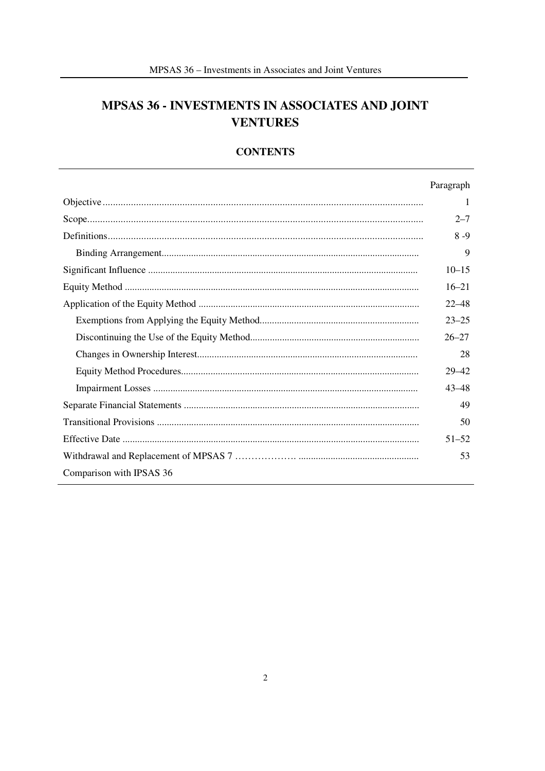# MPSAS 36 - INVESTMENTS IN ASSOCIATES AND JOINT VENTURES

## CONTENTS

| | Paragraph |
|---|---|
| Objective | 1 |
| Scope | 2–7 |
| Definitions | 8 -9 |
| Binding Arrangement | 9 |
| Significant Influence | 10–15 |
| Equity Method | 16–21 |
| Application of the Equity Method | 22–48 |
| Exemptions from Applying the Equity Method | 23–25 |
| Discontinuing the Use of the Equity Method | 26–27 |
| Changes in Ownership Interest | 28 |
| Equity Method Procedures | 29–42 |
| Impairment Losses | 43–48 |
| Separate Financial Statements | 49 |
| Transitional Provisions | 50 |
| Effective Date | 51–52 |
| Withdrawal and Replacement of MPSAS 7 | 53 |
| Comparison with IPSAS 36 | |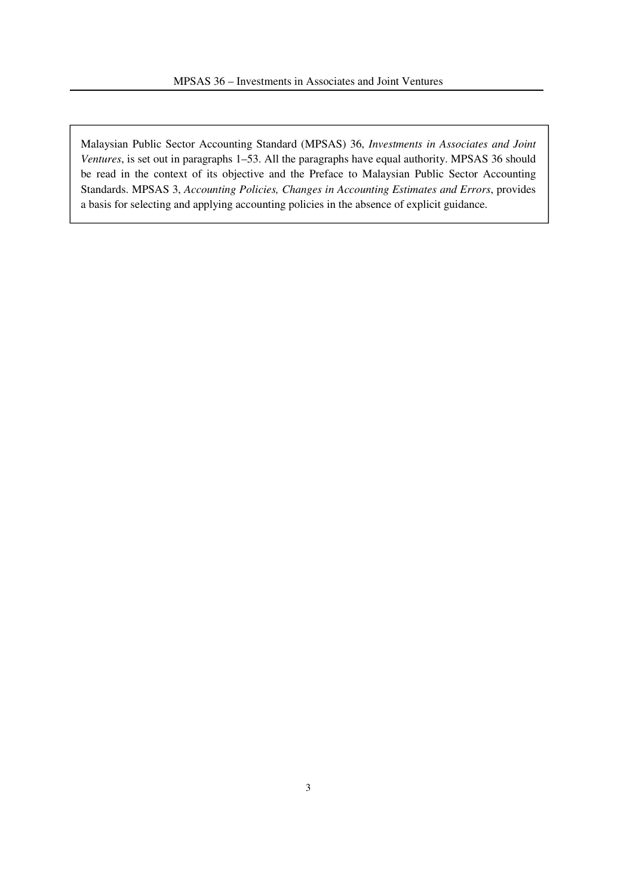Malaysian Public Sector Accounting Standard (MPSAS) 36, *Investments in Associates and Joint Ventures*, is set out in paragraphs 1–53. All the paragraphs have equal authority. MPSAS 36 should be read in the context of its objective and the Preface to Malaysian Public Sector Accounting Standards. MPSAS 3, *Accounting Policies, Changes in Accounting Estimates and Errors*, provides a basis for selecting and applying accounting policies in the absence of explicit guidance.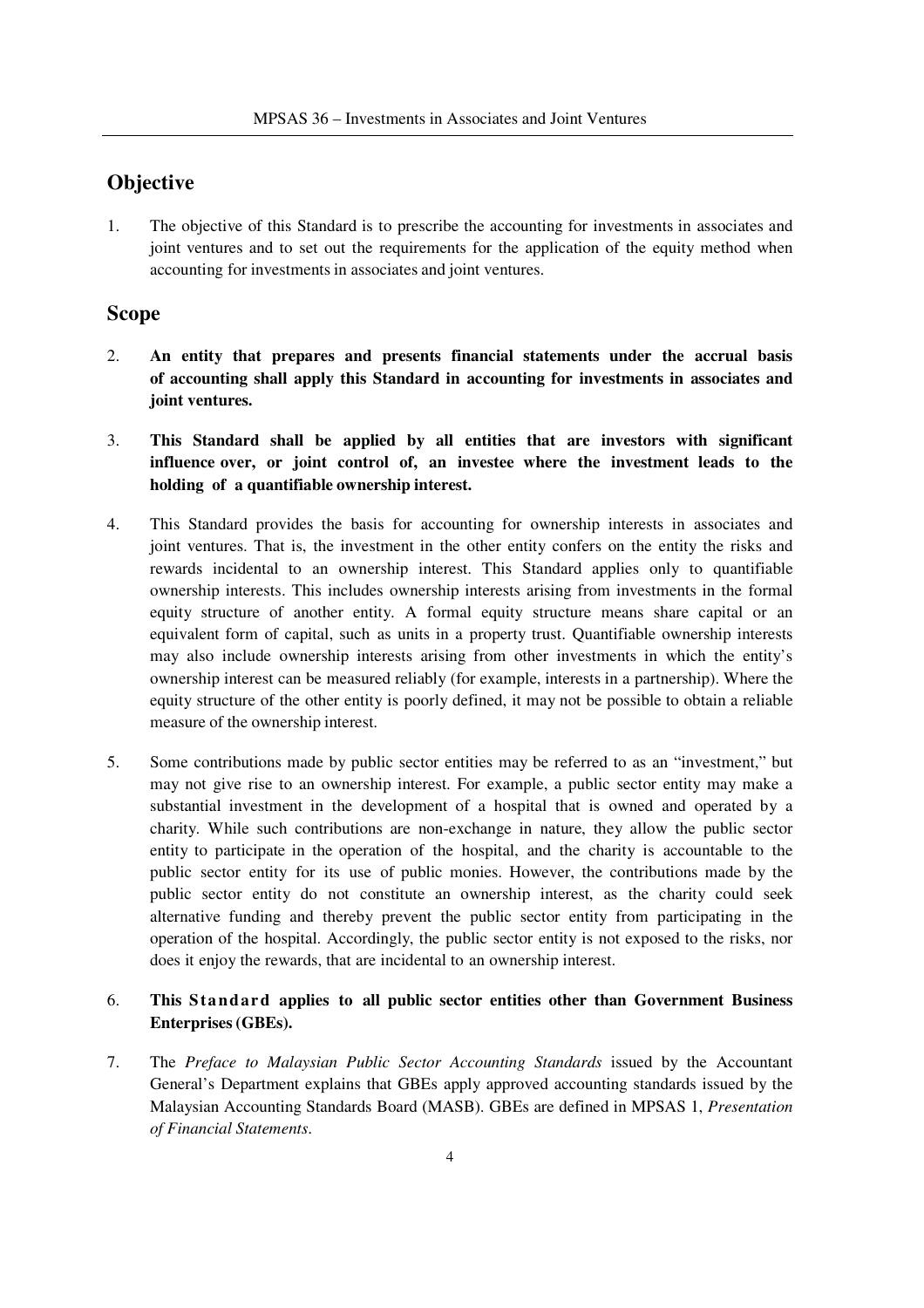## Objective

1. The objective of this Standard is to prescribe the accounting for investments in associates and joint ventures and to set out the requirements for the application of the equity method when accounting for investments in associates and joint ventures.

## Scope

2. **An entity that prepares and presents financial statements under the accrual basis of accounting shall apply this Standard in accounting for investments in associates and joint ventures.**

3. **This Standard shall be applied by all entities that are investors with significant influence over, or joint control of, an investee where the investment leads to the holding of a quantifiable ownership interest.**

4. This Standard provides the basis for accounting for ownership interests in associates and joint ventures. That is, the investment in the other entity confers on the entity the risks and rewards incidental to an ownership interest. This Standard applies only to quantifiable ownership interests. This includes ownership interests arising from investments in the formal equity structure of another entity. A formal equity structure means share capital or an equivalent form of capital, such as units in a property trust. Quantifiable ownership interests may also include ownership interests arising from other investments in which the entity's ownership interest can be measured reliably (for example, interests in a partnership). Where the equity structure of the other entity is poorly defined, it may not be possible to obtain a reliable measure of the ownership interest.

5. Some contributions made by public sector entities may be referred to as an "investment," but may not give rise to an ownership interest. For example, a public sector entity may make a substantial investment in the development of a hospital that is owned and operated by a charity. While such contributions are non-exchange in nature, they allow the public sector entity to participate in the operation of the hospital, and the charity is accountable to the public sector entity for its use of public monies. However, the contributions made by the public sector entity do not constitute an ownership interest, as the charity could seek alternative funding and thereby prevent the public sector entity from participating in the operation of the hospital. Accordingly, the public sector entity is not exposed to the risks, nor does it enjoy the rewards, that are incidental to an ownership interest.

6. **This Standard applies to all public sector entities other than Government Business Enterprises (GBEs).**

7. The *Preface to Malaysian Public Sector Accounting Standards* issued by the Accountant General's Department explains that GBEs apply approved accounting standards issued by the Malaysian Accounting Standards Board (MASB). GBEs are defined in MPSAS 1, *Presentation of Financial Statements*.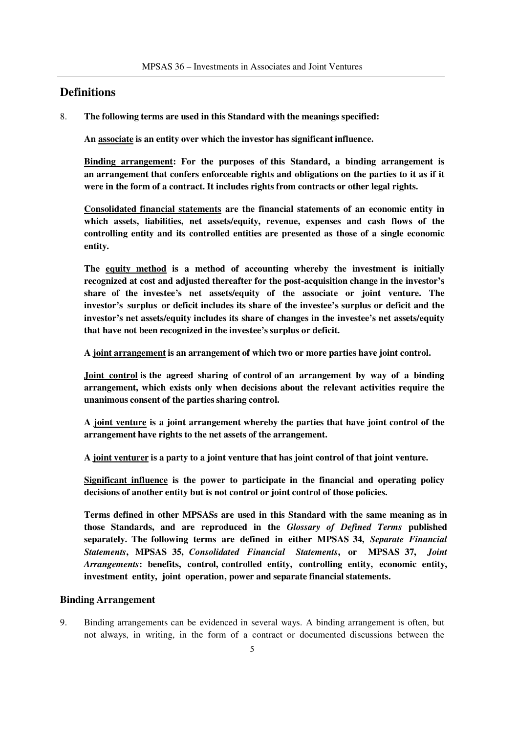## Definitions

8. **The following terms are used in this Standard with the meanings specified:**

   **An associate is an entity over which the investor has significant influence.**

   **Binding arrangement: For the purposes of this Standard, a binding arrangement is an arrangement that confers enforceable rights and obligations on the parties to it as if it were in the form of a contract. It includes rights from contracts or other legal rights.**

   **Consolidated financial statements are the financial statements of an economic entity in which assets, liabilities, net assets/equity, revenue, expenses and cash flows of the controlling entity and its controlled entities are presented as those of a single economic entity.**

   **The equity method is a method of accounting whereby the investment is initially recognized at cost and adjusted thereafter for the post-acquisition change in the investor's share of the investee's net assets/equity of the associate or joint venture. The investor's surplus or deficit includes its share of the investee's surplus or deficit and the investor's net assets/equity includes its share of changes in the investee's net assets/equity that have not been recognized in the investee's surplus or deficit.**

   **A joint arrangement is an arrangement of which two or more parties have joint control.**

   **Joint control is the agreed sharing of control of an arrangement by way of a binding arrangement, which exists only when decisions about the relevant activities require the unanimous consent of the parties sharing control.**

   **A joint venture is a joint arrangement whereby the parties that have joint control of the arrangement have rights to the net assets of the arrangement.**

   **A joint venturer is a party to a joint venture that has joint control of that joint venture.**

   **Significant influence is the power to participate in the financial and operating policy decisions of another entity but is not control or joint control of those policies.**

   **Terms defined in other MPSASs are used in this Standard with the same meaning as in those Standards, and are reproduced in the *Glossary of Defined Terms* published separately. The following terms are defined in either MPSAS 34, *Separate Financial Statements*, MPSAS 35, *Consolidated Financial Statements*, or MPSAS 37, *Joint Arrangements*: benefits, control, controlled entity, controlling entity, economic entity, investment entity, joint operation, power and separate financial statements.**

### Binding Arrangement

9. Binding arrangements can be evidenced in several ways. A binding arrangement is often, but not always, in writing, in the form of a contract or documented discussions between the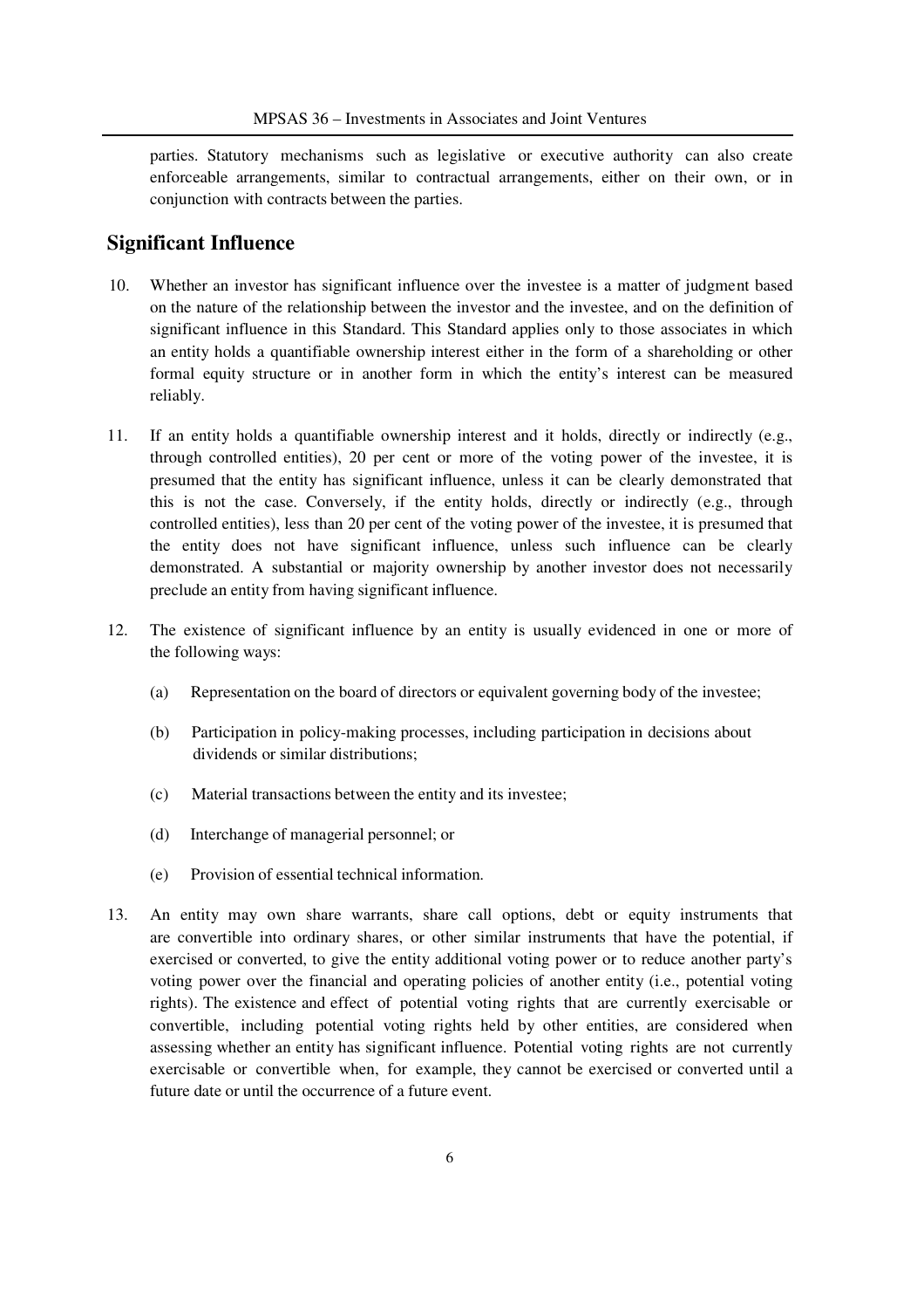parties. Statutory mechanisms such as legislative or executive authority can also create enforceable arrangements, similar to contractual arrangements, either on their own, or in conjunction with contracts between the parties.

## Significant Influence

10. Whether an investor has significant influence over the investee is a matter of judgment based on the nature of the relationship between the investor and the investee, and on the definition of significant influence in this Standard. This Standard applies only to those associates in which an entity holds a quantifiable ownership interest either in the form of a shareholding or other formal equity structure or in another form in which the entity's interest can be measured reliably.

11. If an entity holds a quantifiable ownership interest and it holds, directly or indirectly (e.g., through controlled entities), 20 per cent or more of the voting power of the investee, it is presumed that the entity has significant influence, unless it can be clearly demonstrated that this is not the case. Conversely, if the entity holds, directly or indirectly (e.g., through controlled entities), less than 20 per cent of the voting power of the investee, it is presumed that the entity does not have significant influence, unless such influence can be clearly demonstrated. A substantial or majority ownership by another investor does not necessarily preclude an entity from having significant influence.

12. The existence of significant influence by an entity is usually evidenced in one or more of the following ways:

    (a) Representation on the board of directors or equivalent governing body of the investee;

    (b) Participation in policy-making processes, including participation in decisions about dividends or similar distributions;

    (c) Material transactions between the entity and its investee;

    (d) Interchange of managerial personnel; or

    (e) Provision of essential technical information.

13. An entity may own share warrants, share call options, debt or equity instruments that are convertible into ordinary shares, or other similar instruments that have the potential, if exercised or converted, to give the entity additional voting power or to reduce another party's voting power over the financial and operating policies of another entity (i.e., potential voting rights). The existence and effect of potential voting rights that are currently exercisable or convertible, including potential voting rights held by other entities, are considered when assessing whether an entity has significant influence. Potential voting rights are not currently exercisable or convertible when, for example, they cannot be exercised or converted until a future date or until the occurrence of a future event.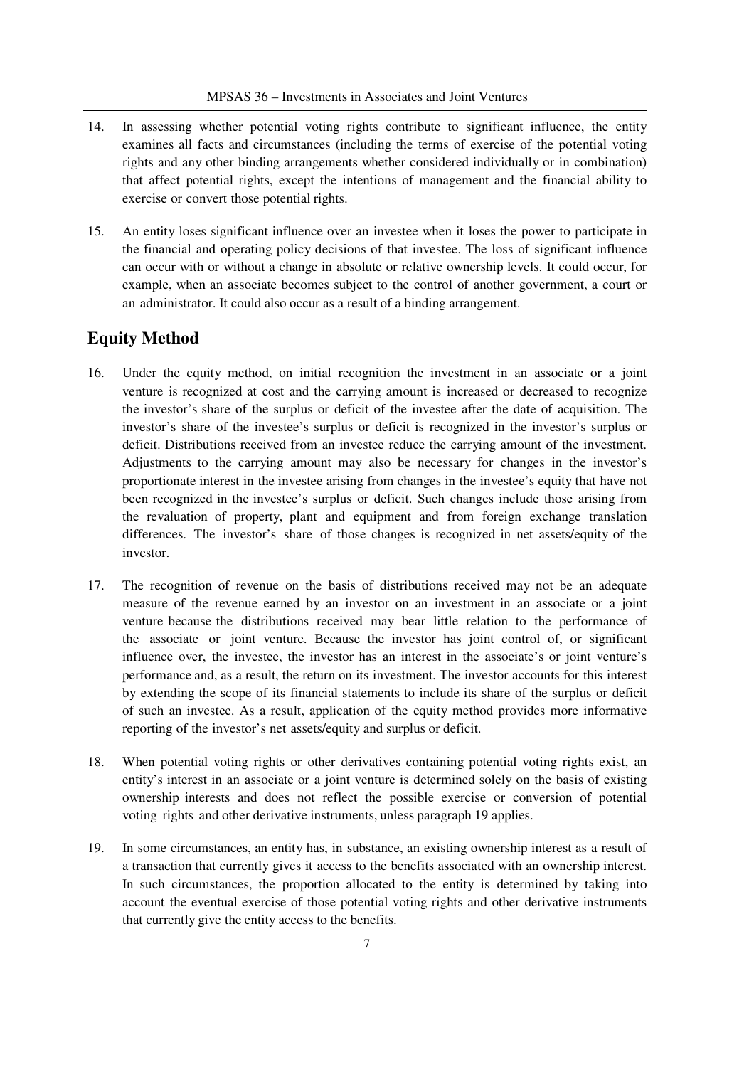14. In assessing whether potential voting rights contribute to significant influence, the entity examines all facts and circumstances (including the terms of exercise of the potential voting rights and any other binding arrangements whether considered individually or in combination) that affect potential rights, except the intentions of management and the financial ability to exercise or convert those potential rights.

15. An entity loses significant influence over an investee when it loses the power to participate in the financial and operating policy decisions of that investee. The loss of significant influence can occur with or without a change in absolute or relative ownership levels. It could occur, for example, when an associate becomes subject to the control of another government, a court or an administrator. It could also occur as a result of a binding arrangement.

## Equity Method

16. Under the equity method, on initial recognition the investment in an associate or a joint venture is recognized at cost and the carrying amount is increased or decreased to recognize the investor's share of the surplus or deficit of the investee after the date of acquisition. The investor's share of the investee's surplus or deficit is recognized in the investor's surplus or deficit. Distributions received from an investee reduce the carrying amount of the investment. Adjustments to the carrying amount may also be necessary for changes in the investor's proportionate interest in the investee arising from changes in the investee's equity that have not been recognized in the investee's surplus or deficit. Such changes include those arising from the revaluation of property, plant and equipment and from foreign exchange translation differences. The investor's share of those changes is recognized in net assets/equity of the investor.

17. The recognition of revenue on the basis of distributions received may not be an adequate measure of the revenue earned by an investor on an investment in an associate or a joint venture because the distributions received may bear little relation to the performance of the associate or joint venture. Because the investor has joint control of, or significant influence over, the investee, the investor has an interest in the associate's or joint venture's performance and, as a result, the return on its investment. The investor accounts for this interest by extending the scope of its financial statements to include its share of the surplus or deficit of such an investee. As a result, application of the equity method provides more informative reporting of the investor's net assets/equity and surplus or deficit.

18. When potential voting rights or other derivatives containing potential voting rights exist, an entity's interest in an associate or a joint venture is determined solely on the basis of existing ownership interests and does not reflect the possible exercise or conversion of potential voting rights and other derivative instruments, unless paragraph 19 applies.

19. In some circumstances, an entity has, in substance, an existing ownership interest as a result of a transaction that currently gives it access to the benefits associated with an ownership interest. In such circumstances, the proportion allocated to the entity is determined by taking into account the eventual exercise of those potential voting rights and other derivative instruments that currently give the entity access to the benefits.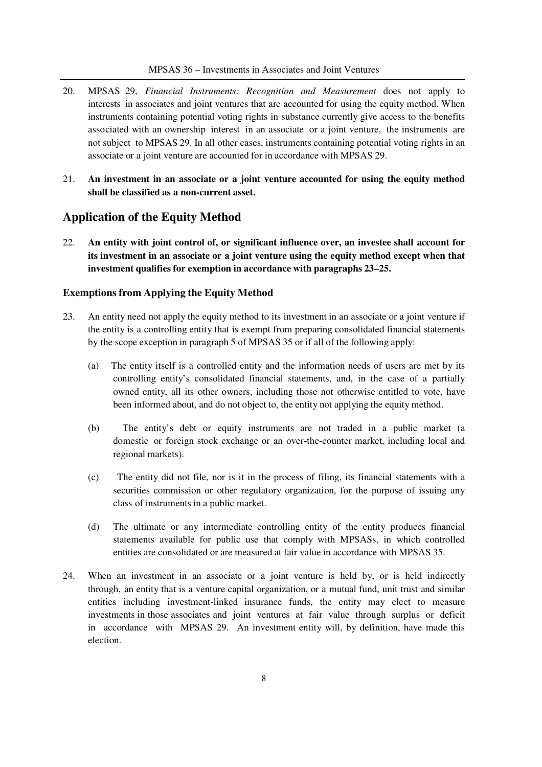20. MPSAS 29, *Financial Instruments: Recognition and Measurement* does not apply to interests in associates and joint ventures that are accounted for using the equity method. When instruments containing potential voting rights in substance currently give access to the benefits associated with an ownership interest in an associate or a joint venture, the instruments are not subject to MPSAS 29. In all other cases, instruments containing potential voting rights in an associate or a joint venture are accounted for in accordance with MPSAS 29.

21. **An investment in an associate or a joint venture accounted for using the equity method shall be classified as a non-current asset.**

## Application of the Equity Method

22. **An entity with joint control of, or significant influence over, an investee shall account for its investment in an associate or a joint venture using the equity method except when that investment qualifies for exemption in accordance with paragraphs 23–25.**

### Exemptions from Applying the Equity Method

23. An entity need not apply the equity method to its investment in an associate or a joint venture if the entity is a controlling entity that is exempt from preparing consolidated financial statements by the scope exception in paragraph 5 of MPSAS 35 or if all of the following apply:

    (a) The entity itself is a controlled entity and the information needs of users are met by its controlling entity's consolidated financial statements, and, in the case of a partially owned entity, all its other owners, including those not otherwise entitled to vote, have been informed about, and do not object to, the entity not applying the equity method.

    (b) The entity's debt or equity instruments are not traded in a public market (a domestic or foreign stock exchange or an over-the-counter market, including local and regional markets).

    (c) The entity did not file, nor is it in the process of filing, its financial statements with a securities commission or other regulatory organization, for the purpose of issuing any class of instruments in a public market.

    (d) The ultimate or any intermediate controlling entity of the entity produces financial statements available for public use that comply with MPSASs, in which controlled entities are consolidated or are measured at fair value in accordance with MPSAS 35.

24. When an investment in an associate or a joint venture is held by, or is held indirectly through, an entity that is a venture capital organization, or a mutual fund, unit trust and similar entities including investment-linked insurance funds, the entity may elect to measure investments in those associates and joint ventures at fair value through surplus or deficit in accordance with MPSAS 29. An investment entity will, by definition, have made this election.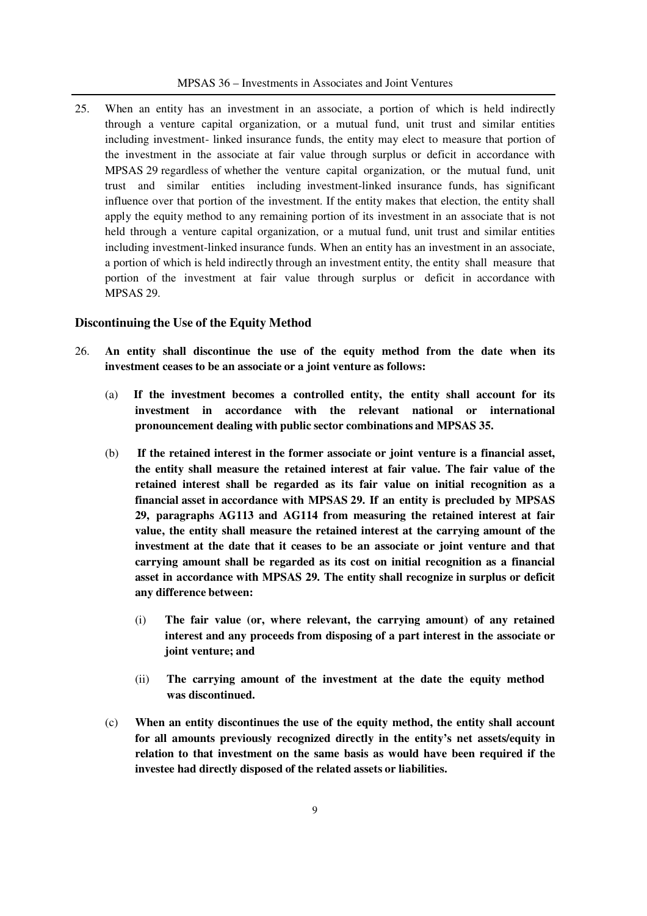25. When an entity has an investment in an associate, a portion of which is held indirectly through a venture capital organization, or a mutual fund, unit trust and similar entities including investment- linked insurance funds, the entity may elect to measure that portion of the investment in the associate at fair value through surplus or deficit in accordance with MPSAS 29 regardless of whether the venture capital organization, or the mutual fund, unit trust and similar entities including investment-linked insurance funds, has significant influence over that portion of the investment. If the entity makes that election, the entity shall apply the equity method to any remaining portion of its investment in an associate that is not held through a venture capital organization, or a mutual fund, unit trust and similar entities including investment-linked insurance funds. When an entity has an investment in an associate, a portion of which is held indirectly through an investment entity, the entity shall measure that portion of the investment at fair value through surplus or deficit in accordance with MPSAS 29.

### Discontinuing the Use of the Equity Method

26. **An entity shall discontinue the use of the equity method from the date when its investment ceases to be an associate or a joint venture as follows:**

    (a) **If the investment becomes a controlled entity, the entity shall account for its investment in accordance with the relevant national or international pronouncement dealing with public sector combinations and MPSAS 35.**

    (b) **If the retained interest in the former associate or joint venture is a financial asset, the entity shall measure the retained interest at fair value. The fair value of the retained interest shall be regarded as its fair value on initial recognition as a financial asset in accordance with MPSAS 29. If an entity is precluded by MPSAS 29, paragraphs AG113 and AG114 from measuring the retained interest at fair value, the entity shall measure the retained interest at the carrying amount of the investment at the date that it ceases to be an associate or joint venture and that carrying amount shall be regarded as its cost on initial recognition as a financial asset in accordance with MPSAS 29. The entity shall recognize in surplus or deficit any difference between:**

        (i) **The fair value (or, where relevant, the carrying amount) of any retained interest and any proceeds from disposing of a part interest in the associate or joint venture; and**

        (ii) **The carrying amount of the investment at the date the equity method was discontinued.**

    (c) **When an entity discontinues the use of the equity method, the entity shall account for all amounts previously recognized directly in the entity's net assets/equity in relation to that investment on the same basis as would have been required if the investee had directly disposed of the related assets or liabilities.**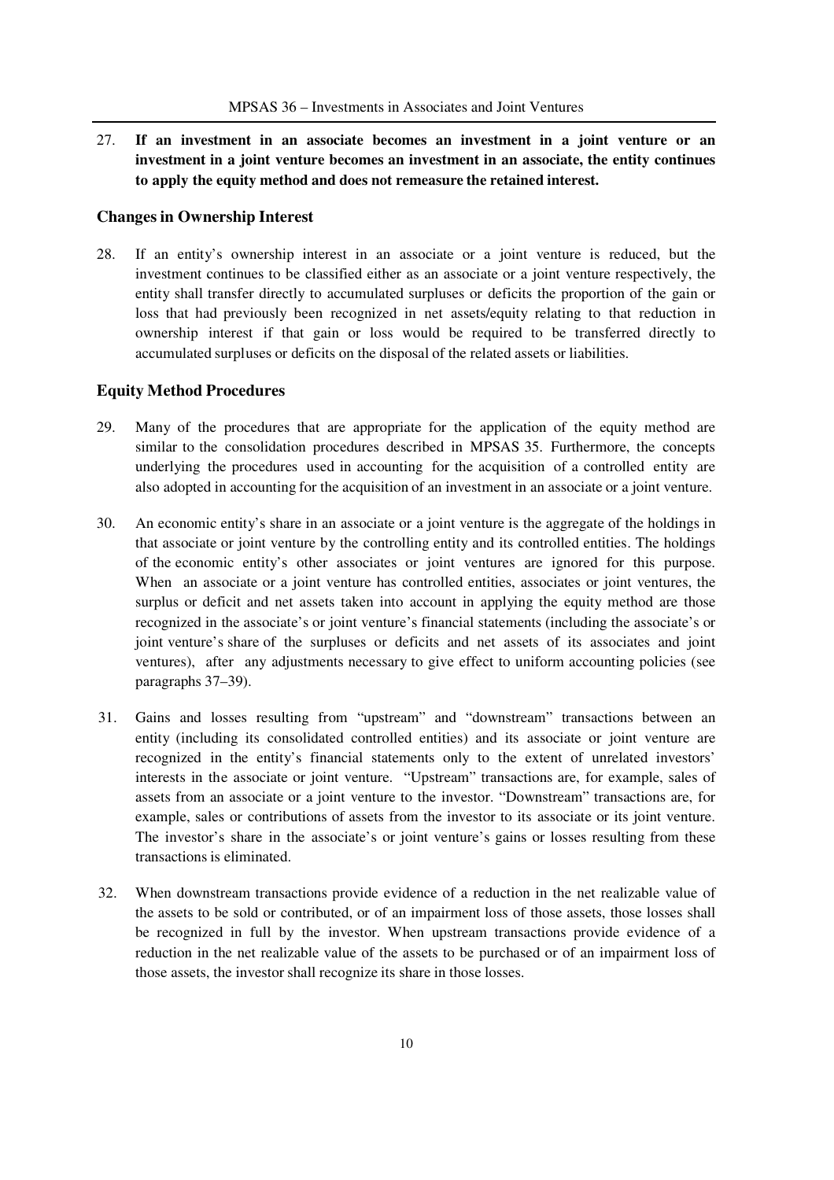27. **If an investment in an associate becomes an investment in a joint venture or an investment in a joint venture becomes an investment in an associate, the entity continues to apply the equity method and does not remeasure the retained interest.**

## Changes in Ownership Interest

28. If an entity's ownership interest in an associate or a joint venture is reduced, but the investment continues to be classified either as an associate or a joint venture respectively, the entity shall transfer directly to accumulated surpluses or deficits the proportion of the gain or loss that had previously been recognized in net assets/equity relating to that reduction in ownership interest if that gain or loss would be required to be transferred directly to accumulated surpluses or deficits on the disposal of the related assets or liabilities.

## Equity Method Procedures

29. Many of the procedures that are appropriate for the application of the equity method are similar to the consolidation procedures described in MPSAS 35. Furthermore, the concepts underlying the procedures used in accounting for the acquisition of a controlled entity are also adopted in accounting for the acquisition of an investment in an associate or a joint venture.

30. An economic entity's share in an associate or a joint venture is the aggregate of the holdings in that associate or joint venture by the controlling entity and its controlled entities. The holdings of the economic entity's other associates or joint ventures are ignored for this purpose. When an associate or a joint venture has controlled entities, associates or joint ventures, the surplus or deficit and net assets taken into account in applying the equity method are those recognized in the associate's or joint venture's financial statements (including the associate's or joint venture's share of the surpluses or deficits and net assets of its associates and joint ventures), after any adjustments necessary to give effect to uniform accounting policies (see paragraphs 37–39).

31. Gains and losses resulting from "upstream" and "downstream" transactions between an entity (including its consolidated controlled entities) and its associate or joint venture are recognized in the entity's financial statements only to the extent of unrelated investors' interests in the associate or joint venture. "Upstream" transactions are, for example, sales of assets from an associate or a joint venture to the investor. "Downstream" transactions are, for example, sales or contributions of assets from the investor to its associate or its joint venture. The investor's share in the associate's or joint venture's gains or losses resulting from these transactions is eliminated.

32. When downstream transactions provide evidence of a reduction in the net realizable value of the assets to be sold or contributed, or of an impairment loss of those assets, those losses shall be recognized in full by the investor. When upstream transactions provide evidence of a reduction in the net realizable value of the assets to be purchased or of an impairment loss of those assets, the investor shall recognize its share in those losses.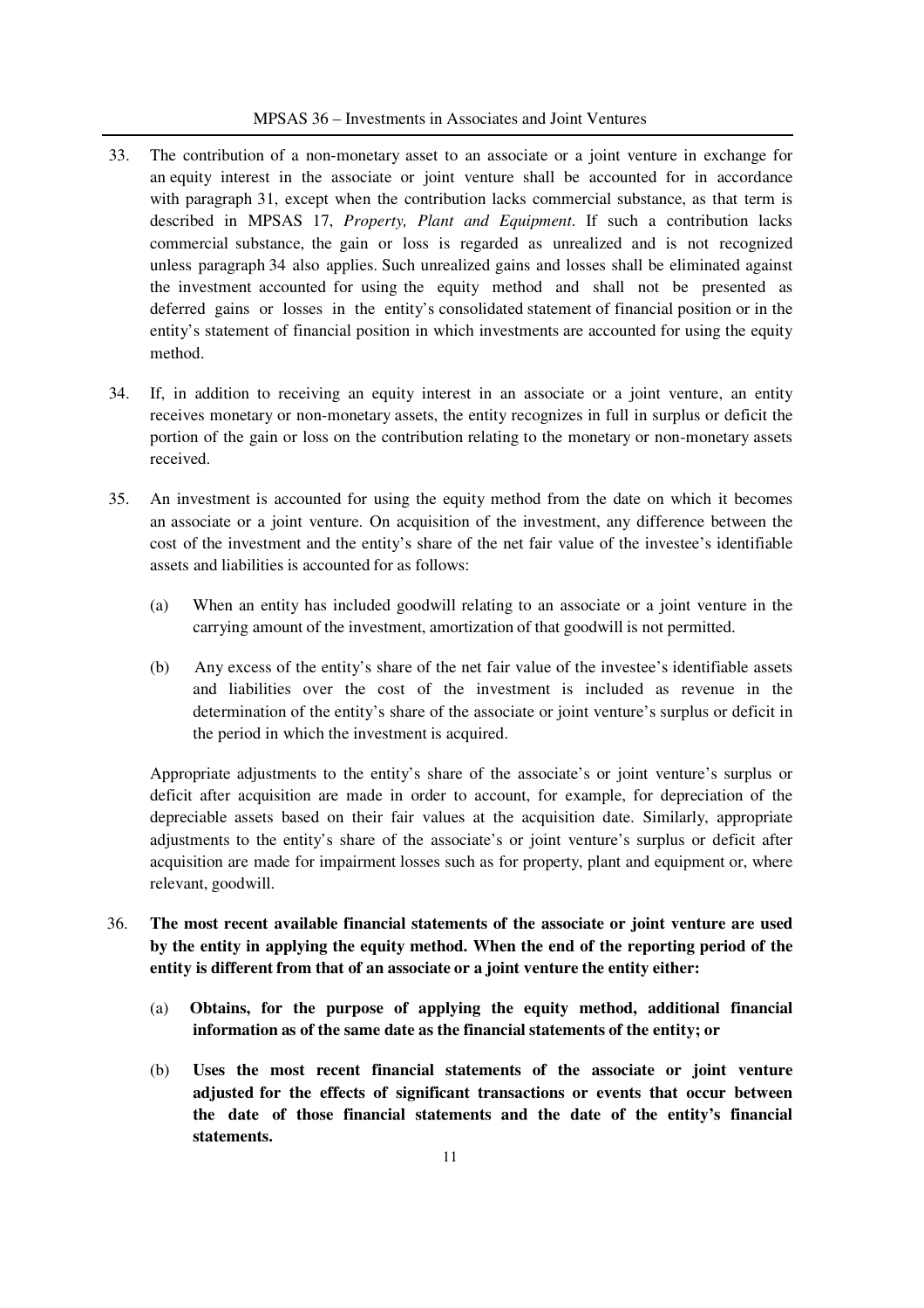33. The contribution of a non-monetary asset to an associate or a joint venture in exchange for an equity interest in the associate or joint venture shall be accounted for in accordance with paragraph 31, except when the contribution lacks commercial substance, as that term is described in MPSAS 17, *Property, Plant and Equipment*. If such a contribution lacks commercial substance, the gain or loss is regarded as unrealized and is not recognized unless paragraph 34 also applies. Such unrealized gains and losses shall be eliminated against the investment accounted for using the equity method and shall not be presented as deferred gains or losses in the entity's consolidated statement of financial position or in the entity's statement of financial position in which investments are accounted for using the equity method.

34. If, in addition to receiving an equity interest in an associate or a joint venture, an entity receives monetary or non-monetary assets, the entity recognizes in full in surplus or deficit the portion of the gain or loss on the contribution relating to the monetary or non-monetary assets received.

35. An investment is accounted for using the equity method from the date on which it becomes an associate or a joint venture. On acquisition of the investment, any difference between the cost of the investment and the entity's share of the net fair value of the investee's identifiable assets and liabilities is accounted for as follows:

    (a) When an entity has included goodwill relating to an associate or a joint venture in the carrying amount of the investment, amortization of that goodwill is not permitted.

    (b) Any excess of the entity's share of the net fair value of the investee's identifiable assets and liabilities over the cost of the investment is included as revenue in the determination of the entity's share of the associate or joint venture's surplus or deficit in the period in which the investment is acquired.

    Appropriate adjustments to the entity's share of the associate's or joint venture's surplus or deficit after acquisition are made in order to account, for example, for depreciation of the depreciable assets based on their fair values at the acquisition date. Similarly, appropriate adjustments to the entity's share of the associate's or joint venture's surplus or deficit after acquisition are made for impairment losses such as for property, plant and equipment or, where relevant, goodwill.

36. **The most recent available financial statements of the associate or joint venture are used by the entity in applying the equity method. When the end of the reporting period of the entity is different from that of an associate or a joint venture the entity either:**

    (a) **Obtains, for the purpose of applying the equity method, additional financial information as of the same date as the financial statements of the entity; or**

    (b) **Uses the most recent financial statements of the associate or joint venture adjusted for the effects of significant transactions or events that occur between the date of those financial statements and the date of the entity's financial statements.**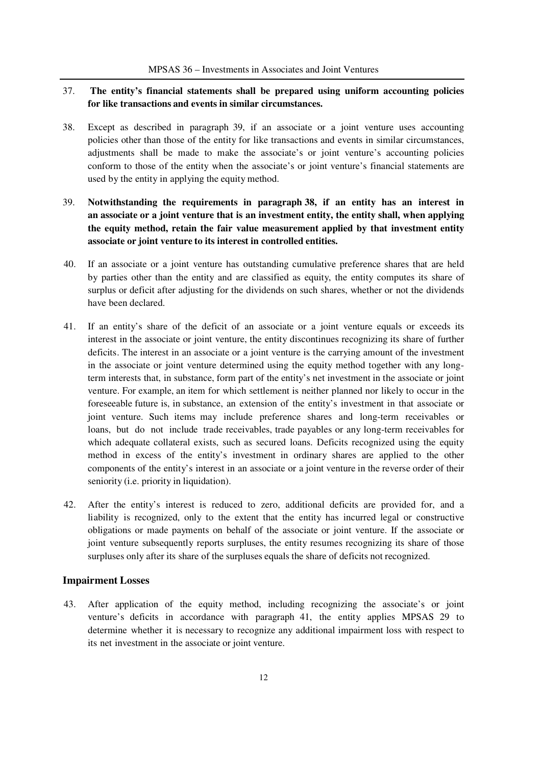37. **The entity's financial statements shall be prepared using uniform accounting policies for like transactions and events in similar circumstances.**

38. Except as described in paragraph 39, if an associate or a joint venture uses accounting policies other than those of the entity for like transactions and events in similar circumstances, adjustments shall be made to make the associate's or joint venture's accounting policies conform to those of the entity when the associate's or joint venture's financial statements are used by the entity in applying the equity method.

39. **Notwithstanding the requirements in paragraph 38, if an entity has an interest in an associate or a joint venture that is an investment entity, the entity shall, when applying the equity method, retain the fair value measurement applied by that investment entity associate or joint venture to its interest in controlled entities.**

40. If an associate or a joint venture has outstanding cumulative preference shares that are held by parties other than the entity and are classified as equity, the entity computes its share of surplus or deficit after adjusting for the dividends on such shares, whether or not the dividends have been declared.

41. If an entity's share of the deficit of an associate or a joint venture equals or exceeds its interest in the associate or joint venture, the entity discontinues recognizing its share of further deficits. The interest in an associate or a joint venture is the carrying amount of the investment in the associate or joint venture determined using the equity method together with any long-term interests that, in substance, form part of the entity's net investment in the associate or joint venture. For example, an item for which settlement is neither planned nor likely to occur in the foreseeable future is, in substance, an extension of the entity's investment in that associate or joint venture. Such items may include preference shares and long-term receivables or loans, but do not include trade receivables, trade payables or any long-term receivables for which adequate collateral exists, such as secured loans. Deficits recognized using the equity method in excess of the entity's investment in ordinary shares are applied to the other components of the entity's interest in an associate or a joint venture in the reverse order of their seniority (i.e. priority in liquidation).

42. After the entity's interest is reduced to zero, additional deficits are provided for, and a liability is recognized, only to the extent that the entity has incurred legal or constructive obligations or made payments on behalf of the associate or joint venture. If the associate or joint venture subsequently reports surpluses, the entity resumes recognizing its share of those surpluses only after its share of the surpluses equals the share of deficits not recognized.

### Impairment Losses

43. After application of the equity method, including recognizing the associate's or joint venture's deficits in accordance with paragraph 41, the entity applies MPSAS 29 to determine whether it is necessary to recognize any additional impairment loss with respect to its net investment in the associate or joint venture.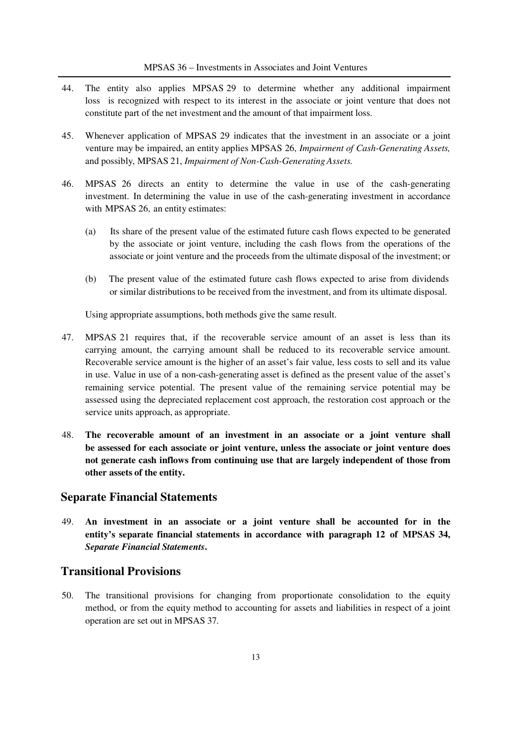44. The entity also applies MPSAS 29 to determine whether any additional impairment loss is recognized with respect to its interest in the associate or joint venture that does not constitute part of the net investment and the amount of that impairment loss.

45. Whenever application of MPSAS 29 indicates that the investment in an associate or a joint venture may be impaired, an entity applies MPSAS 26, *Impairment of Cash-Generating Assets,* and possibly, MPSAS 21, *Impairment of Non-Cash-Generating Assets.*

46. MPSAS 26 directs an entity to determine the value in use of the cash-generating investment. In determining the value in use of the cash-generating investment in accordance with MPSAS 26, an entity estimates:

    (a) Its share of the present value of the estimated future cash flows expected to be generated by the associate or joint venture, including the cash flows from the operations of the associate or joint venture and the proceeds from the ultimate disposal of the investment; or

    (b) The present value of the estimated future cash flows expected to arise from dividends or similar distributions to be received from the investment, and from its ultimate disposal.

    Using appropriate assumptions, both methods give the same result.

47. MPSAS 21 requires that, if the recoverable service amount of an asset is less than its carrying amount, the carrying amount shall be reduced to its recoverable service amount. Recoverable service amount is the higher of an asset's fair value, less costs to sell and its value in use. Value in use of a non-cash-generating asset is defined as the present value of the asset's remaining service potential. The present value of the remaining service potential may be assessed using the depreciated replacement cost approach, the restoration cost approach or the service units approach, as appropriate.

48. **The recoverable amount of an investment in an associate or a joint venture shall be assessed for each associate or joint venture, unless the associate or joint venture does not generate cash inflows from continuing use that are largely independent of those from other assets of the entity.**

## Separate Financial Statements

49. **An investment in an associate or a joint venture shall be accounted for in the entity's separate financial statements in accordance with paragraph 12 of MPSAS 34, *Separate Financial Statements*.**

## Transitional Provisions

50. The transitional provisions for changing from proportionate consolidation to the equity method, or from the equity method to accounting for assets and liabilities in respect of a joint operation are set out in MPSAS 37.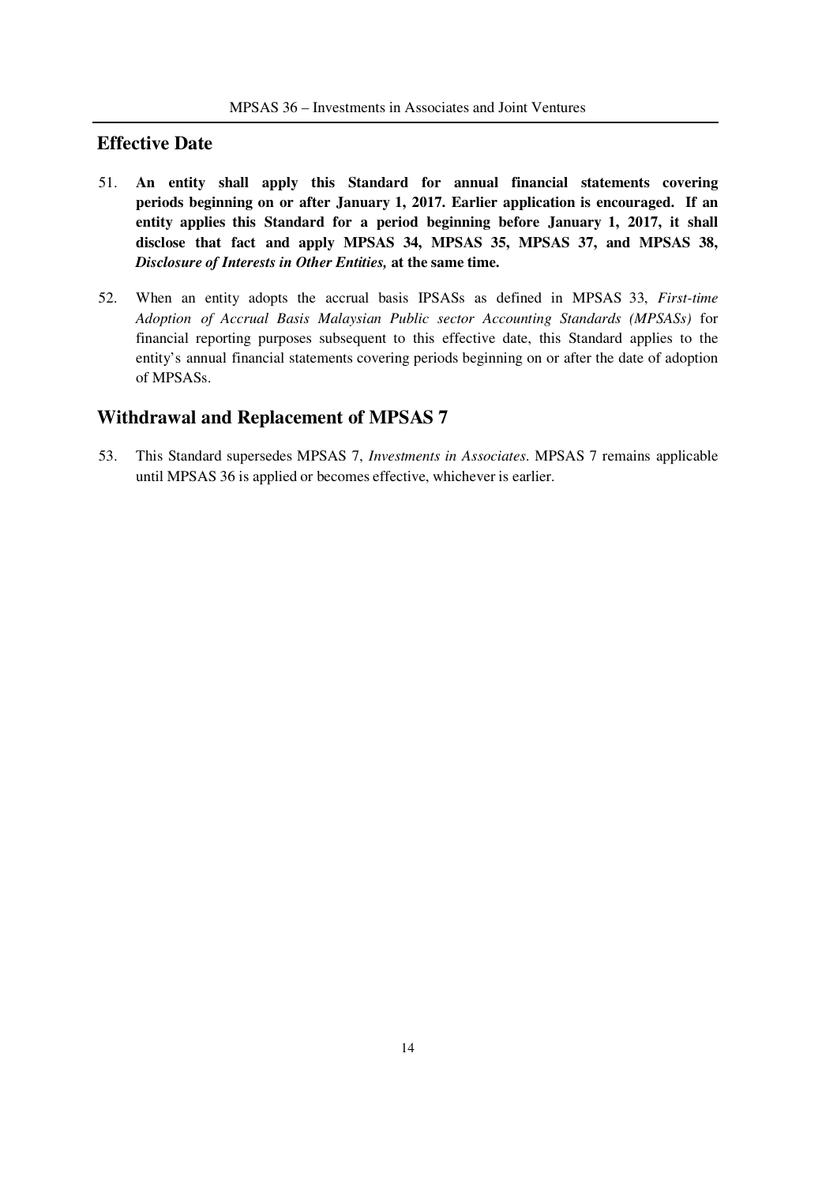## Effective Date

51. **An entity shall apply this Standard for annual financial statements covering periods beginning on or after January 1, 2017. Earlier application is encouraged. If an entity applies this Standard for a period beginning before January 1, 2017, it shall disclose that fact and apply MPSAS 34, MPSAS 35, MPSAS 37, and MPSAS 38, *Disclosure of Interests in Other Entities,* at the same time.**

52. When an entity adopts the accrual basis IPSASs as defined in MPSAS 33, *First-time Adoption of Accrual Basis Malaysian Public sector Accounting Standards (MPSASs)* for financial reporting purposes subsequent to this effective date, this Standard applies to the entity's annual financial statements covering periods beginning on or after the date of adoption of MPSASs.

## Withdrawal and Replacement of MPSAS 7

53. This Standard supersedes MPSAS 7, *Investments in Associates*. MPSAS 7 remains applicable until MPSAS 36 is applied or becomes effective, whichever is earlier.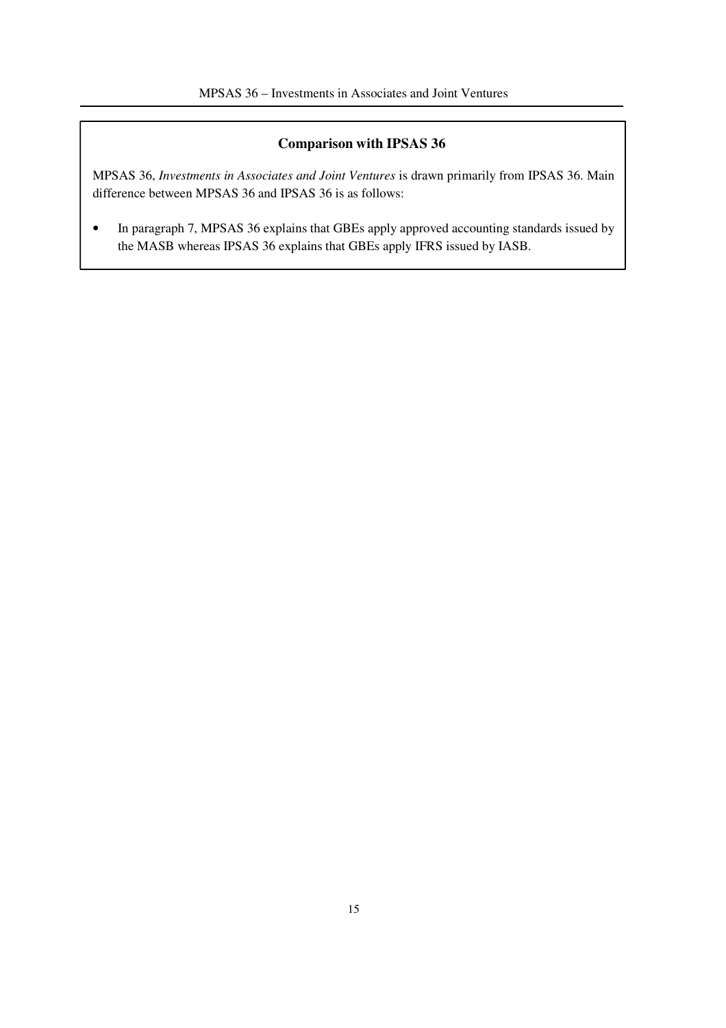## Comparison with IPSAS 36

MPSAS 36, *Investments in Associates and Joint Ventures* is drawn primarily from IPSAS 36. Main difference between MPSAS 36 and IPSAS 36 is as follows:

- In paragraph 7, MPSAS 36 explains that GBEs apply approved accounting standards issued by the MASB whereas IPSAS 36 explains that GBEs apply IFRS issued by IASB.